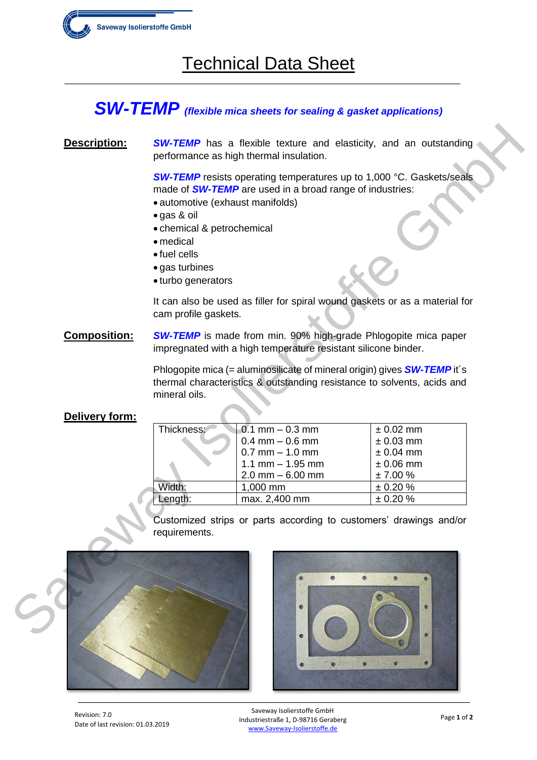# Technical Data Sheet

## *SW-TEMP* *(flexible mica sheets for sealing & gasket applications)*

**Description:**

***SW-TEMP*** has a flexible texture and elasticity, and an outstanding performance as high thermal insulation.

***SW-TEMP*** resists operating temperatures up to 1,000 °C. Gaskets/seals made of ***SW-TEMP*** are used in a broad range of industries:

- automotive (exhaust manifolds)
- gas & oil
- chemical & petrochemical
- medical
- fuel cells
- gas turbines
- turbo generators

It can also be used as filler for spiral wound gaskets or as a material for cam profile gaskets.

**Composition:**

***SW-TEMP*** is made from min. 90% high-grade Phlogopite mica paper impregnated with a high temperature resistant silicone binder.

Phlogopite mica (= aluminosilicate of mineral origin) gives ***SW-TEMP*** it´s thermal characteristics & outstanding resistance to solvents, acids and mineral oils.

**Delivery form:**

| | | |
|---|---|---|
| Thickness: | 0.1 mm – 0.3 mm | ± 0.02 mm |
| | 0.4 mm – 0.6 mm | ± 0.03 mm |
| | 0.7 mm – 1.0 mm | ± 0.04 mm |
| | 1.1 mm – 1.95 mm | ± 0.06 mm |
| | 2.0 mm – 6.00 mm | ± 7.00 % |
| Width: | 1,000 mm | ± 0.20 % |
| Length: | max. 2,400 mm | ± 0.20 % |

Customized strips or parts according to customers' drawings and/or requirements.

Revision: 7.0
Date of last revision: 01.03.2019

Saveway Isolierstoffe GmbH
Industriestraße 1, D-98716 Geraberg
www.Saveway-Isolierstoffe.de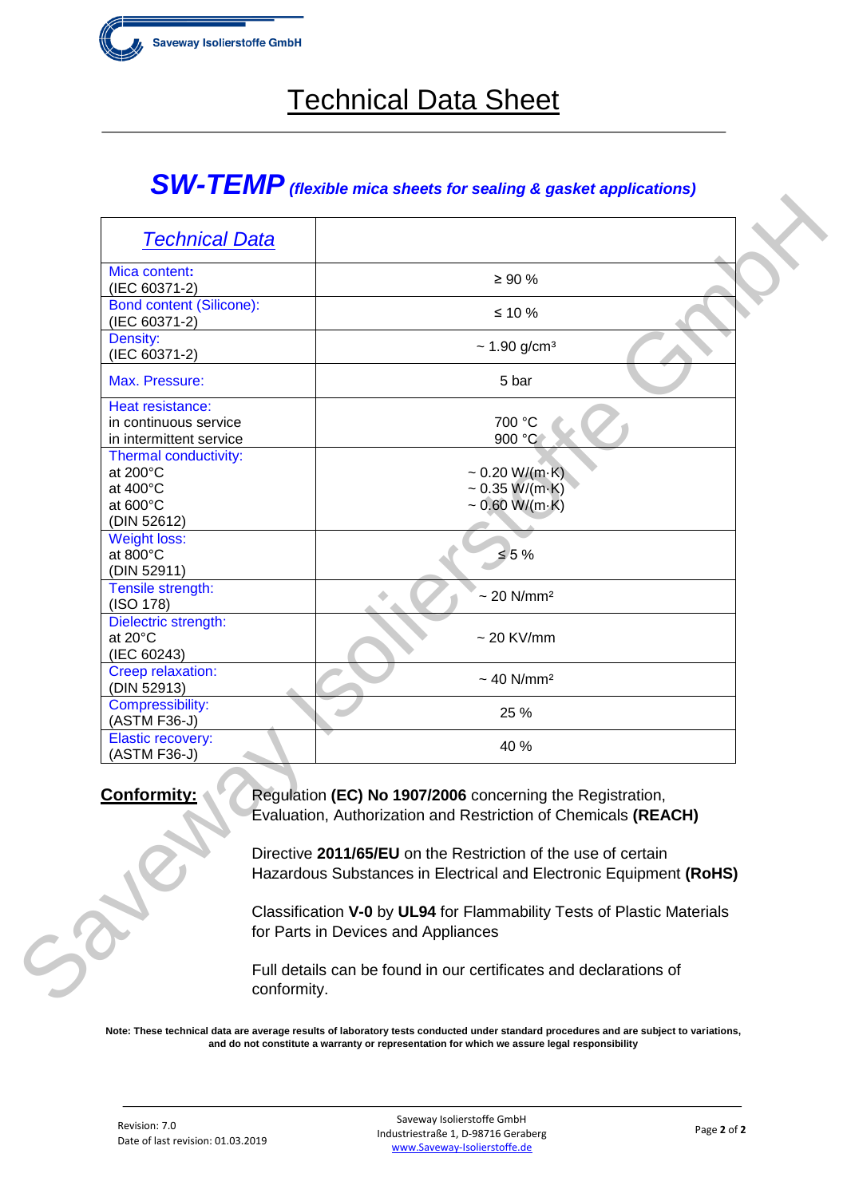# Technical Data Sheet

## SW-TEMP *(flexible mica sheets for sealing & gasket applications)*

| *Technical Data* | |
|---|---|
| Mica content: (IEC 60371-2) | ≥ 90 % |
| Bond content (Silicone): (IEC 60371-2) | ≤ 10 % |
| Density: (IEC 60371-2) | ~ 1.90 g/cm³ |
| Max. Pressure: | 5 bar |
| Heat resistance: in continuous service / in intermittent service | 700 °C / 900 °C |
| Thermal conductivity: at 200°C / at 400°C / at 600°C (DIN 52612) | ~ 0.20 W/(m·K) / ~ 0.35 W/(m·K) / ~ 0.60 W/(m·K) |
| Weight loss: at 800°C (DIN 52911) | ≤ 5 % |
| Tensile strength: (ISO 178) | ~ 20 N/mm² |
| Dielectric strength: at 20°C (IEC 60243) | ~ 20 KV/mm |
| Creep relaxation: (DIN 52913) | ~ 40 N/mm² |
| Compressibility: (ASTM F36-J) | 25 % |
| Elastic recovery: (ASTM F36-J) | 40 % |

**Conformity:**

Regulation **(EC) No 1907/2006** concerning the Registration, Evaluation, Authorization and Restriction of Chemicals **(REACH)**

Directive **2011/65/EU** on the Restriction of the use of certain Hazardous Substances in Electrical and Electronic Equipment **(RoHS)**

Classification **V-0** by **UL94** for Flammability Tests of Plastic Materials for Parts in Devices and Appliances

Full details can be found in our certificates and declarations of conformity.

**Note: These technical data are average results of laboratory tests conducted under standard procedures and are subject to variations, and do not constitute a warranty or representation for which we assure legal responsibility**

Revision: 7.0
Date of last revision: 01.03.2019

Saveway Isolierstoffe GmbH
Industriestraße 1, D-98716 Geraberg
www.Saveway-Isolierstoffe.de